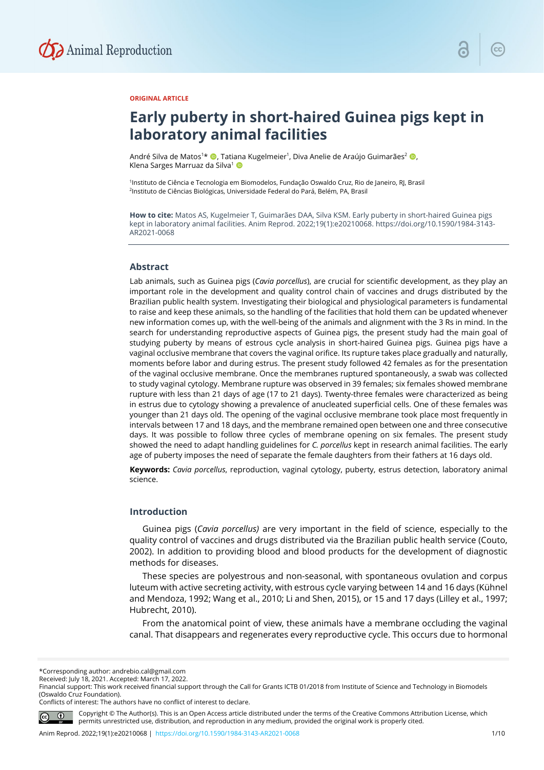ORIGINAL ARTICLE

# Early puberty in short-haired Guinea pigs kept in laboratory animal facilities

André Silva de Matos[1]*, Tatiana Kugelmeier[1], Diva Anelie de Araújo Guimarães[2], Klena Sarges Marruaz da Silva[1]

[1]Instituto de Ciência e Tecnologia em Biomodelos, Fundação Oswaldo Cruz, Rio de Janeiro, RJ, Brasil
[2]Instituto de Ciências Biológicas, Universidade Federal do Pará, Belém, PA, Brasil

**How to cite:** Matos AS, Kugelmeier T, Guimarães DAA, Silva KSM. Early puberty in short-haired Guinea pigs kept in laboratory animal facilities. Anim Reprod. 2022;19(1):e20210068. https://doi.org/10.1590/1984-3143-AR2021-0068

## Abstract

Lab animals, such as Guinea pigs (*Cavia porcellus*), are crucial for scientific development, as they play an important role in the development and quality control of vaccines and drugs distributed by the Brazilian public health system. Investigating their biological and physiological parameters is fundamental to raise and keep these animals, so the handling of the facilities that hold them can be updated whenever new information comes up, with the well-being of the animals and alignment with the 3 Rs in mind. In the search for understanding reproductive aspects of Guinea pigs, the present study had the main goal of studying puberty by means of estrous cycle analysis in short-haired Guinea pigs. Guinea pigs have a vaginal occlusive membrane that covers the vaginal orifice. Its rupture takes place gradually and naturally, moments before labor and during estrus. The present study followed 42 females as for the presentation of the vaginal occlusive membrane. Once the membranes ruptured spontaneously, a swab was collected to study vaginal cytology. Membrane rupture was observed in 39 females; six females showed membrane rupture with less than 21 days of age (17 to 21 days). Twenty-three females were characterized as being in estrus due to cytology showing a prevalence of anucleated superficial cells. One of these females was younger than 21 days old. The opening of the vaginal occlusive membrane took place most frequently in intervals between 17 and 18 days, and the membrane remained open between one and three consecutive days. It was possible to follow three cycles of membrane opening on six females. The present study showed the need to adapt handling guidelines for *C. porcellus* kept in research animal facilities. The early age of puberty imposes the need of separate the female daughters from their fathers at 16 days old.

**Keywords:** *Cavia porcellus*, reproduction, vaginal cytology, puberty, estrus detection, laboratory animal science.

## Introduction

Guinea pigs (*Cavia porcellus)* are very important in the field of science, especially to the quality control of vaccines and drugs distributed via the Brazilian public health service (Couto, 2002). In addition to providing blood and blood products for the development of diagnostic methods for diseases.

These species are polyestrous and non-seasonal, with spontaneous ovulation and corpus luteum with active secreting activity, with estrous cycle varying between 14 and 16 days (Kühnel and Mendoza, 1992; Wang et al., 2010; Li and Shen, 2015), or 15 and 17 days (Lilley et al., 1997; Hubrecht, 2010).

From the anatomical point of view, these animals have a membrane occluding the vaginal canal. That disappears and regenerates every reproductive cycle. This occurs due to hormonal

*Corresponding author: andrebio.cal@gmail.com
Received: July 18, 2021. Accepted: March 17, 2022.
Financial support: This work received financial support through the Call for Grants ICTB 01/2018 from Institute of Science and Technology in Biomodels (Oswaldo Cruz Foundation).
Conflicts of interest: The authors have no conflict of interest to declare.

Copyright © The Author(s). This is an Open Access article distributed under the terms of the Creative Commons Attribution License, which permits unrestricted use, distribution, and reproduction in any medium, provided the original work is properly cited.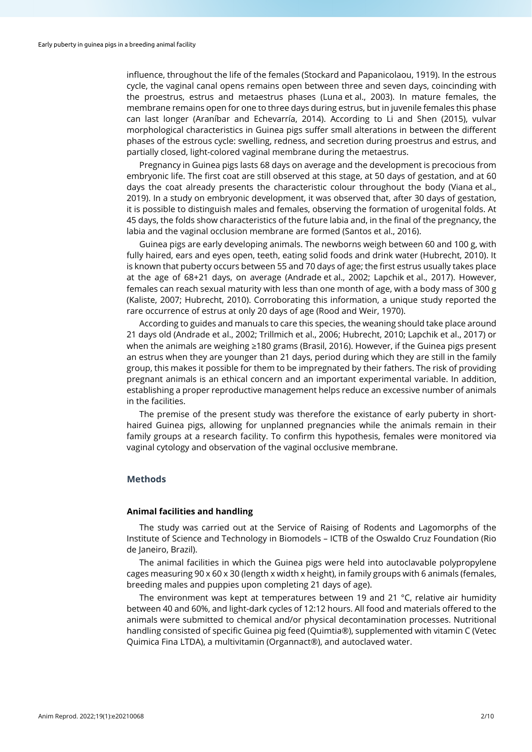influence, throughout the life of the females (Stockard and Papanicolaou, 1919). In the estrous cycle, the vaginal canal opens remains open between three and seven days, coinciding with the proestrus, estrus and metaestrus phases (Luna et al., 2003). In mature females, the membrane remains open for one to three days during estrus, but in juvenile females this phase can last longer (Araníbar and Echevarría, 2014). According to Li and Shen (2015), vulvar morphological characteristics in Guinea pigs suffer small alterations in between the different phases of the estrous cycle: swelling, redness, and secretion during proestrus and estrus, and partially closed, light-colored vaginal membrane during the metaestrus.

Pregnancy in Guinea pigs lasts 68 days on average and the development is precocious from embryonic life. The first coat are still observed at this stage, at 50 days of gestation, and at 60 days the coat already presents the characteristic colour throughout the body (Viana et al., 2019). In a study on embryonic development, it was observed that, after 30 days of gestation, it is possible to distinguish males and females, observing the formation of urogenital folds. At 45 days, the folds show characteristics of the future labia and, in the final of the pregnancy, the labia and the vaginal occlusion membrane are formed (Santos et al., 2016).

Guinea pigs are early developing animals. The newborns weigh between 60 and 100 g, with fully haired, ears and eyes open, teeth, eating solid foods and drink water (Hubrecht, 2010). It is known that puberty occurs between 55 and 70 days of age; the first estrus usually takes place at the age of 68+21 days, on average (Andrade et al., 2002; Lapchik et al., 2017). However, females can reach sexual maturity with less than one month of age, with a body mass of 300 g (Kaliste, 2007; Hubrecht, 2010). Corroborating this information, a unique study reported the rare occurrence of estrus at only 20 days of age (Rood and Weir, 1970).

According to guides and manuals to care this species, the weaning should take place around 21 days old (Andrade et al., 2002; Trillmich et al., 2006; Hubrecht, 2010; Lapchik et al., 2017) or when the animals are weighing ≥180 grams (Brasil, 2016). However, if the Guinea pigs present an estrus when they are younger than 21 days, period during which they are still in the family group, this makes it possible for them to be impregnated by their fathers. The risk of providing pregnant animals is an ethical concern and an important experimental variable. In addition, establishing a proper reproductive management helps reduce an excessive number of animals in the facilities.

The premise of the present study was therefore the existance of early puberty in short-haired Guinea pigs, allowing for unplanned pregnancies while the animals remain in their family groups at a research facility. To confirm this hypothesis, females were monitored via vaginal cytology and observation of the vaginal occlusive membrane.

## Methods

### Animal facilities and handling

The study was carried out at the Service of Raising of Rodents and Lagomorphs of the Institute of Science and Technology in Biomodels – ICTB of the Oswaldo Cruz Foundation (Rio de Janeiro, Brazil).

The animal facilities in which the Guinea pigs were held into autoclavable polypropylene cages measuring 90 x 60 x 30 (length x width x height), in family groups with 6 animals (females, breeding males and puppies upon completing 21 days of age).

The environment was kept at temperatures between 19 and 21 °C, relative air humidity between 40 and 60%, and light-dark cycles of 12:12 hours. All food and materials offered to the animals were submitted to chemical and/or physical decontamination processes. Nutritional handling consisted of specific Guinea pig feed (Quimtia®), supplemented with vitamin C (Vetec Quimica Fina LTDA), a multivitamin (Organnact®), and autoclaved water.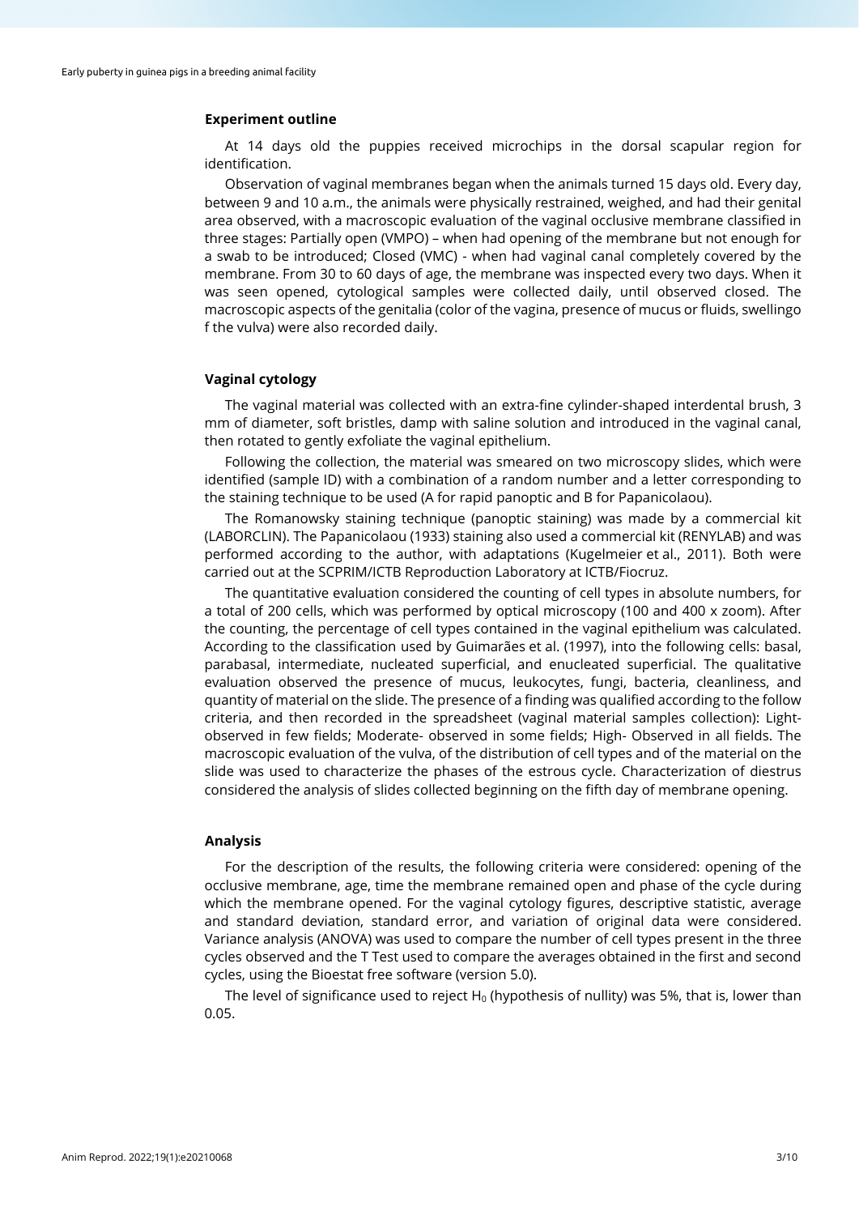### Experiment outline

At 14 days old the puppies received microchips in the dorsal scapular region for identification.

Observation of vaginal membranes began when the animals turned 15 days old. Every day, between 9 and 10 a.m., the animals were physically restrained, weighed, and had their genital area observed, with a macroscopic evaluation of the vaginal occlusive membrane classified in three stages: Partially open (VMPO) – when had opening of the membrane but not enough for a swab to be introduced; Closed (VMC) - when had vaginal canal completely covered by the membrane. From 30 to 60 days of age, the membrane was inspected every two days. When it was seen opened, cytological samples were collected daily, until observed closed. The macroscopic aspects of the genitalia (color of the vagina, presence of mucus or fluids, swellingo f the vulva) were also recorded daily.

### Vaginal cytology

The vaginal material was collected with an extra-fine cylinder-shaped interdental brush, 3 mm of diameter, soft bristles, damp with saline solution and introduced in the vaginal canal, then rotated to gently exfoliate the vaginal epithelium.

Following the collection, the material was smeared on two microscopy slides, which were identified (sample ID) with a combination of a random number and a letter corresponding to the staining technique to be used (A for rapid panoptic and B for Papanicolaou).

The Romanowsky staining technique (panoptic staining) was made by a commercial kit (LABORCLIN). The Papanicolaou (1933) staining also used a commercial kit (RENYLAB) and was performed according to the author, with adaptations (Kugelmeier et al., 2011). Both were carried out at the SCPRIM/ICTB Reproduction Laboratory at ICTB/Fiocruz.

The quantitative evaluation considered the counting of cell types in absolute numbers, for a total of 200 cells, which was performed by optical microscopy (100 and 400 x zoom). After the counting, the percentage of cell types contained in the vaginal epithelium was calculated. According to the classification used by Guimarães et al. (1997), into the following cells: basal, parabasal, intermediate, nucleated superficial, and enucleated superficial. The qualitative evaluation observed the presence of mucus, leukocytes, fungi, bacteria, cleanliness, and quantity of material on the slide. The presence of a finding was qualified according to the follow criteria, and then recorded in the spreadsheet (vaginal material samples collection): Light- observed in few fields; Moderate- observed in some fields; High- Observed in all fields. The macroscopic evaluation of the vulva, of the distribution of cell types and of the material on the slide was used to characterize the phases of the estrous cycle. Characterization of diestrus considered the analysis of slides collected beginning on the fifth day of membrane opening.

### Analysis

For the description of the results, the following criteria were considered: opening of the occlusive membrane, age, time the membrane remained open and phase of the cycle during which the membrane opened. For the vaginal cytology figures, descriptive statistic, average and standard deviation, standard error, and variation of original data were considered. Variance analysis (ANOVA) was used to compare the number of cell types present in the three cycles observed and the T Test used to compare the averages obtained in the first and second cycles, using the Bioestat free software (version 5.0).

The level of significance used to reject $H_0$ (hypothesis of nullity) was 5%, that is, lower than 0.05.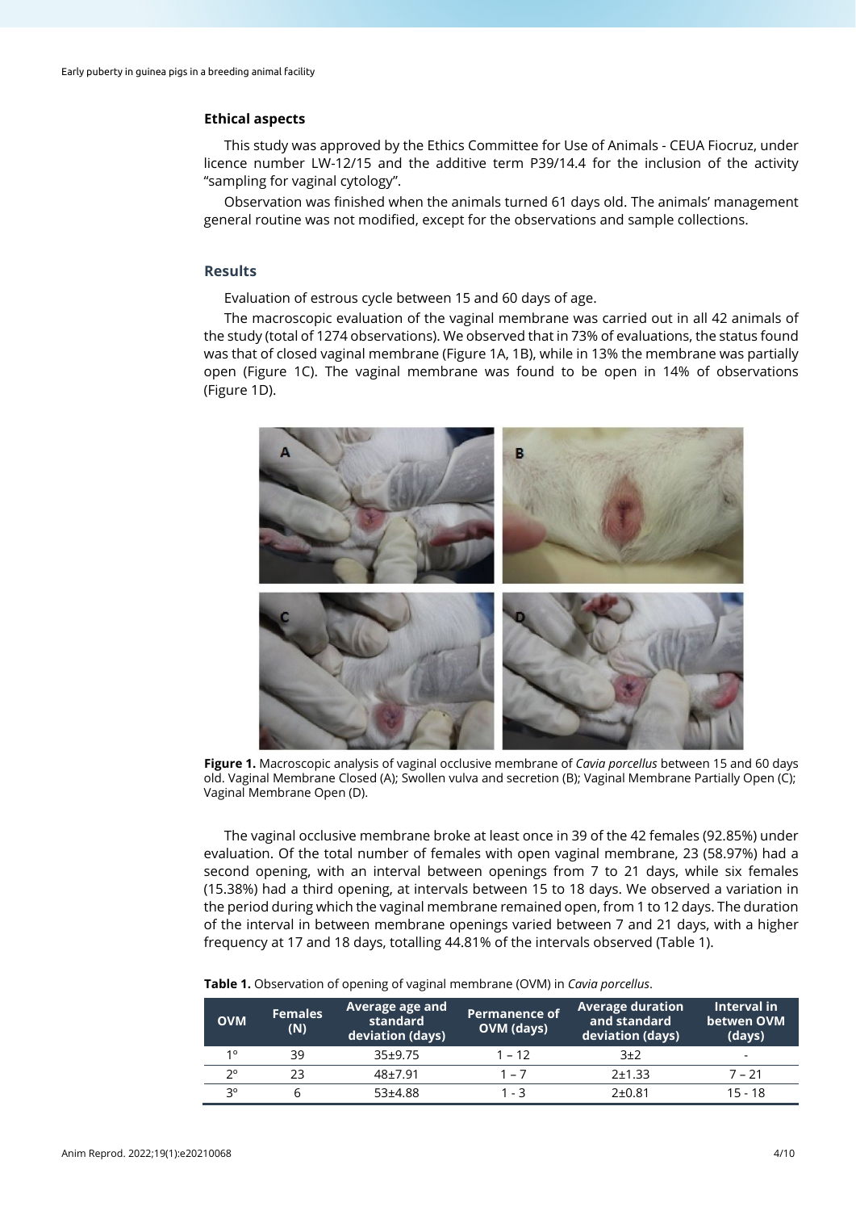### Ethical aspects

This study was approved by the Ethics Committee for Use of Animals - CEUA Fiocruz, under licence number LW-12/15 and the additive term P39/14.4 for the inclusion of the activity "sampling for vaginal cytology".

Observation was finished when the animals turned 61 days old. The animals' management general routine was not modified, except for the observations and sample collections.

## Results

Evaluation of estrous cycle between 15 and 60 days of age.

The macroscopic evaluation of the vaginal membrane was carried out in all 42 animals of the study (total of 1274 observations). We observed that in 73% of evaluations, the status found was that of closed vaginal membrane (Figure 1A, 1B), while in 13% the membrane was partially open (Figure 1C). The vaginal membrane was found to be open in 14% of observations (Figure 1D).

**Figure 1.** Macroscopic analysis of vaginal occlusive membrane of *Cavia porcellus* between 15 and 60 days old. Vaginal Membrane Closed (A); Swollen vulva and secretion (B); Vaginal Membrane Partially Open (C); Vaginal Membrane Open (D).

The vaginal occlusive membrane broke at least once in 39 of the 42 females (92.85%) under evaluation. Of the total number of females with open vaginal membrane, 23 (58.97%) had a second opening, with an interval between openings from 7 to 21 days, while six females (15.38%) had a third opening, at intervals between 15 to 18 days. We observed a variation in the period during which the vaginal membrane remained open, from 1 to 12 days. The duration of the interval in between membrane openings varied between 7 and 21 days, with a higher frequency at 17 and 18 days, totalling 44.81% of the intervals observed (Table 1).

**Table 1.** Observation of opening of vaginal membrane (OVM) in *Cavia porcellus*.

| OVM | Females (N) | Average age and standard deviation (days) | Permanence of OVM (days) | Average duration and standard deviation (days) | Interval in betwen OVM (days) |
|---|---|---|---|---|---|
| 1° | 39 | 35±9.75 | 1 – 12 | 3±2 | - |
| 2° | 23 | 48±7.91 | 1 – 7 | 2±1.33 | 7 – 21 |
| 3° | 6 | 53±4.88 | 1 - 3 | 2±0.81 | 15 - 18 |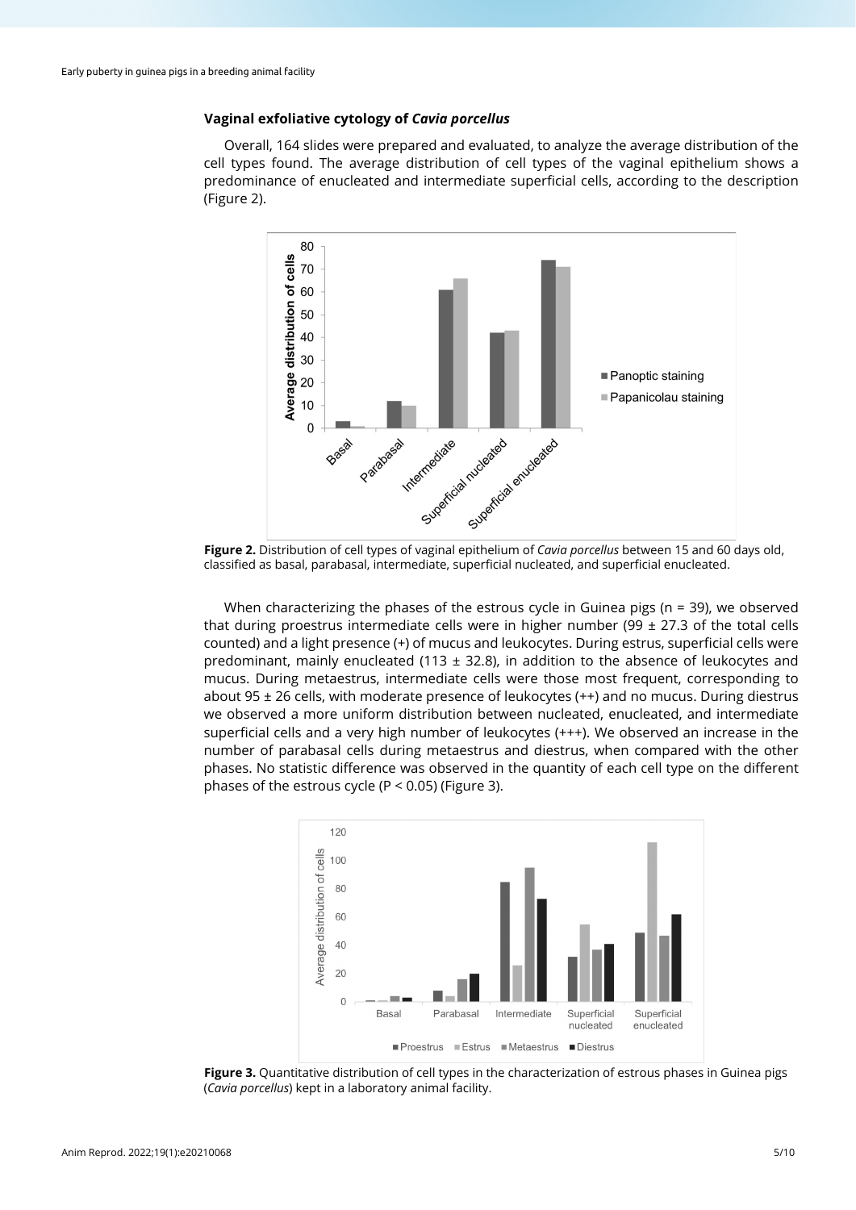### Vaginal exfoliative cytology of *Cavia porcellus*

Overall, 164 slides were prepared and evaluated, to analyze the average distribution of the cell types found. The average distribution of cell types of the vaginal epithelium shows a predominance of enucleated and intermediate superficial cells, according to the description (Figure 2).

**Figure 2.** Distribution of cell types of vaginal epithelium of *Cavia porcellus* between 15 and 60 days old, classified as basal, parabasal, intermediate, superficial nucleated, and superficial enucleated.

When characterizing the phases of the estrous cycle in Guinea pigs (n = 39), we observed that during proestrus intermediate cells were in higher number (99 ± 27.3 of the total cells counted) and a light presence (+) of mucus and leukocytes. During estrus, superficial cells were predominant, mainly enucleated (113 ± 32.8), in addition to the absence of leukocytes and mucus. During metaestrus, intermediate cells were those most frequent, corresponding to about 95 ± 26 cells, with moderate presence of leukocytes (++) and no mucus. During diestrus we observed a more uniform distribution between nucleated, enucleated, and intermediate superficial cells and a very high number of leukocytes (+++). We observed an increase in the number of parabasal cells during metaestrus and diestrus, when compared with the other phases. No statistic difference was observed in the quantity of each cell type on the different phases of the estrous cycle ($P < 0.05$) (Figure 3).

**Figure 3.** Quantitative distribution of cell types in the characterization of estrous phases in Guinea pigs (*Cavia porcellus*) kept in a laboratory animal facility.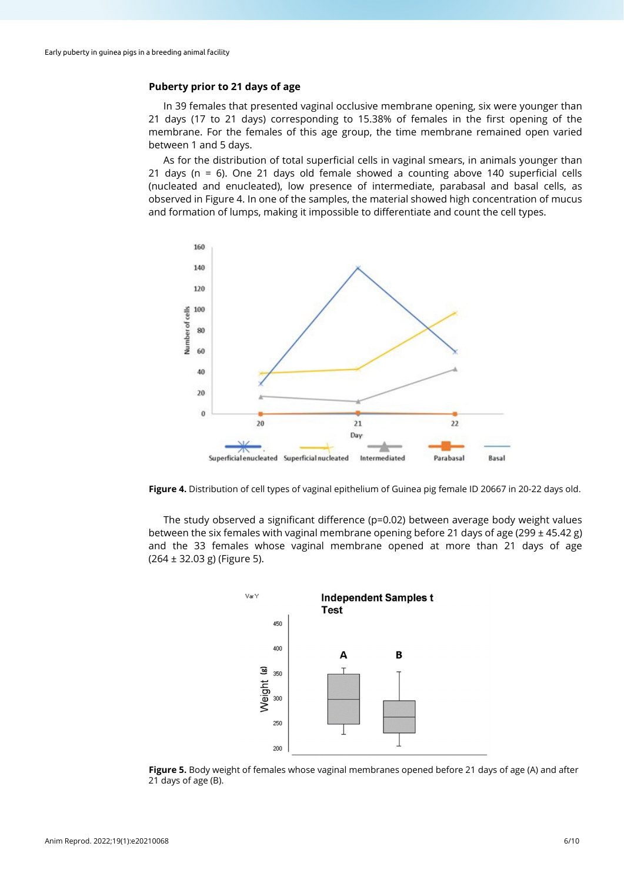### Puberty prior to 21 days of age

In 39 females that presented vaginal occlusive membrane opening, six were younger than 21 days (17 to 21 days) corresponding to 15.38% of females in the first opening of the membrane. For the females of this age group, the time membrane remained open varied between 1 and 5 days.

As for the distribution of total superficial cells in vaginal smears, in animals younger than 21 days (n = 6). One 21 days old female showed a counting above 140 superficial cells (nucleated and enucleated), low presence of intermediate, parabasal and basal cells, as observed in Figure 4. In one of the samples, the material showed high concentration of mucus and formation of lumps, making it impossible to differentiate and count the cell types.

**Figure 4.** Distribution of cell types of vaginal epithelium of Guinea pig female ID 20667 in 20-22 days old.

The study observed a significant difference (p=0.02) between average body weight values between the six females with vaginal membrane opening before 21 days of age (299 ± 45.42 g) and the 33 females whose vaginal membrane opened at more than 21 days of age (264 ± 32.03 g) (Figure 5).

**Figure 5.** Body weight of females whose vaginal membranes opened before 21 days of age (A) and after 21 days of age (B).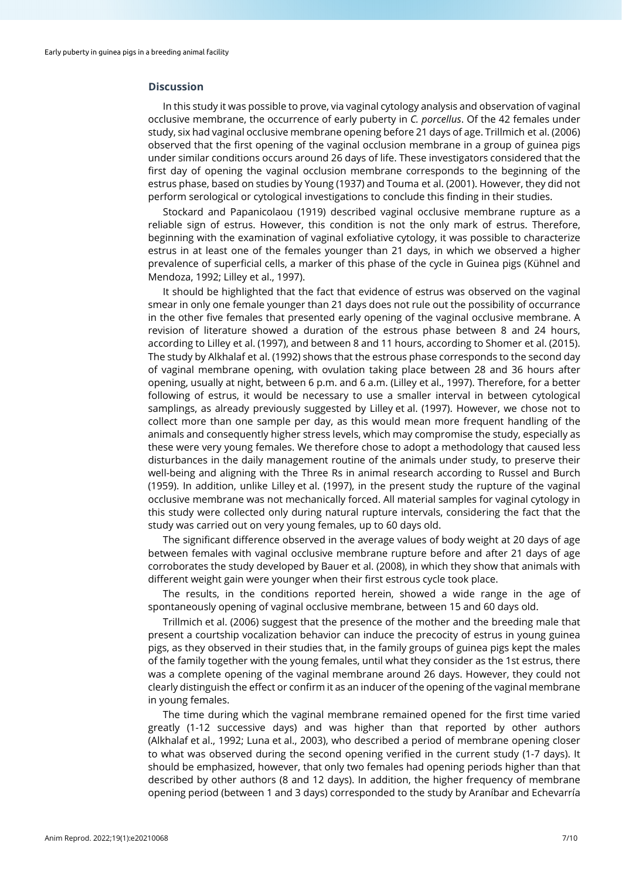## Discussion

In this study it was possible to prove, via vaginal cytology analysis and observation of vaginal occlusive membrane, the occurrence of early puberty in *C. porcellus*. Of the 42 females under study, six had vaginal occlusive membrane opening before 21 days of age. Trillmich et al. (2006) observed that the first opening of the vaginal occlusion membrane in a group of guinea pigs under similar conditions occurs around 26 days of life. These investigators considered that the first day of opening the vaginal occlusion membrane corresponds to the beginning of the estrus phase, based on studies by Young (1937) and Touma et al. (2001). However, they did not perform serological or cytological investigations to conclude this finding in their studies.

Stockard and Papanicolaou (1919) described vaginal occlusive membrane rupture as a reliable sign of estrus. However, this condition is not the only mark of estrus. Therefore, beginning with the examination of vaginal exfoliative cytology, it was possible to characterize estrus in at least one of the females younger than 21 days, in which we observed a higher prevalence of superficial cells, a marker of this phase of the cycle in Guinea pigs (Kühnel and Mendoza, 1992; Lilley et al., 1997).

It should be highlighted that the fact that evidence of estrus was observed on the vaginal smear in only one female younger than 21 days does not rule out the possibility of occurrance in the other five females that presented early opening of the vaginal occlusive membrane. A revision of literature showed a duration of the estrous phase between 8 and 24 hours, according to Lilley et al. (1997), and between 8 and 11 hours, according to Shomer et al. (2015). The study by Alkhalaf et al. (1992) shows that the estrous phase corresponds to the second day of vaginal membrane opening, with ovulation taking place between 28 and 36 hours after opening, usually at night, between 6 p.m. and 6 a.m. (Lilley et al., 1997). Therefore, for a better following of estrus, it would be necessary to use a smaller interval in between cytological samplings, as already previously suggested by Lilley et al. (1997). However, we chose not to collect more than one sample per day, as this would mean more frequent handling of the animals and consequently higher stress levels, which may compromise the study, especially as these were very young females. We therefore chose to adopt a methodology that caused less disturbances in the daily management routine of the animals under study, to preserve their well-being and aligning with the Three Rs in animal research according to Russel and Burch (1959). In addition, unlike Lilley et al. (1997), in the present study the rupture of the vaginal occlusive membrane was not mechanically forced. All material samples for vaginal cytology in this study were collected only during natural rupture intervals, considering the fact that the study was carried out on very young females, up to 60 days old.

The significant difference observed in the average values of body weight at 20 days of age between females with vaginal occlusive membrane rupture before and after 21 days of age corroborates the study developed by Bauer et al. (2008), in which they show that animals with different weight gain were younger when their first estrous cycle took place.

The results, in the conditions reported herein, showed a wide range in the age of spontaneously opening of vaginal occlusive membrane, between 15 and 60 days old.

Trillmich et al. (2006) suggest that the presence of the mother and the breeding male that present a courtship vocalization behavior can induce the precocity of estrus in young guinea pigs, as they observed in their studies that, in the family groups of guinea pigs kept the males of the family together with the young females, until what they consider as the 1st estrus, there was a complete opening of the vaginal membrane around 26 days. However, they could not clearly distinguish the effect or confirm it as an inducer of the opening of the vaginal membrane in young females.

The time during which the vaginal membrane remained opened for the first time varied greatly (1-12 successive days) and was higher than that reported by other authors (Alkhalaf et al., 1992; Luna et al., 2003), who described a period of membrane opening closer to what was observed during the second opening verified in the current study (1-7 days). It should be emphasized, however, that only two females had opening periods higher than that described by other authors (8 and 12 days). In addition, the higher frequency of membrane opening period (between 1 and 3 days) corresponded to the study by Aranibar and Echevarría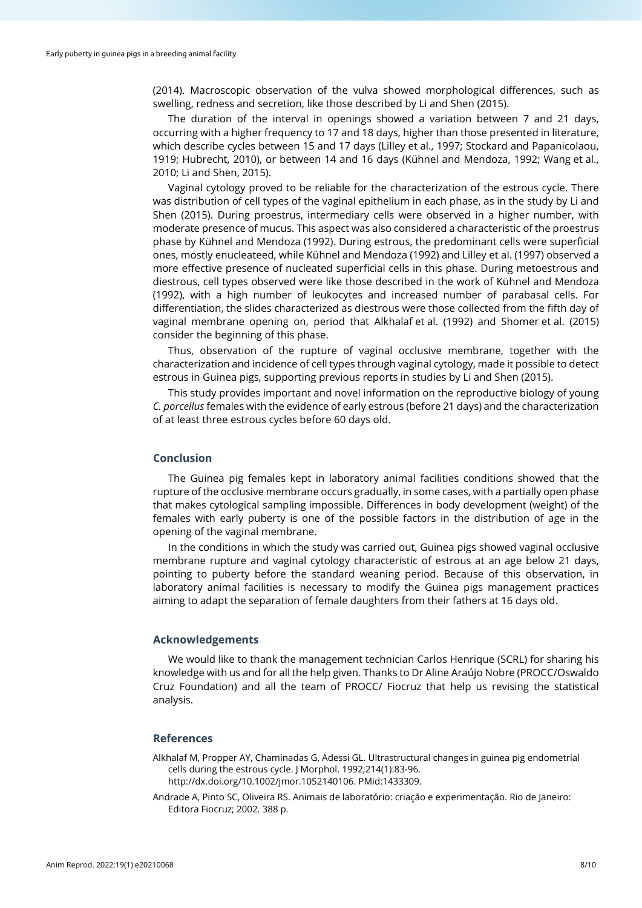(2014). Macroscopic observation of the vulva showed morphological differences, such as swelling, redness and secretion, like those described by Li and Shen (2015).

The duration of the interval in openings showed a variation between 7 and 21 days, occurring with a higher frequency to 17 and 18 days, higher than those presented in literature, which describe cycles between 15 and 17 days (Lilley et al., 1997; Stockard and Papanicolaou, 1919; Hubrecht, 2010), or between 14 and 16 days (Kühnel and Mendoza, 1992; Wang et al., 2010; Li and Shen, 2015).

Vaginal cytology proved to be reliable for the characterization of the estrous cycle. There was distribution of cell types of the vaginal epithelium in each phase, as in the study by Li and Shen (2015). During proestrus, intermediary cells were observed in a higher number, with moderate presence of mucus. This aspect was also considered a characteristic of the proestrus phase by Kühnel and Mendoza (1992). During estrous, the predominant cells were superficial ones, mostly enucleateed, while Kühnel and Mendoza (1992) and Lilley et al. (1997) observed a more effective presence of nucleated superficial cells in this phase. During metoestrous and diestrous, cell types observed were like those described in the work of Kühnel and Mendoza (1992), with a high number of leukocytes and increased number of parabasal cells. For differentiation, the slides characterized as diestrous were those collected from the fifth day of vaginal membrane opening on, period that Alkhalaf et al. (1992) and Shomer et al. (2015) consider the beginning of this phase.

Thus, observation of the rupture of vaginal occlusive membrane, together with the characterization and incidence of cell types through vaginal cytology, made it possible to detect estrous in Guinea pigs, supporting previous reports in studies by Li and Shen (2015).

This study provides important and novel information on the reproductive biology of young *C. porcellus* females with the evidence of early estrous (before 21 days) and the characterization of at least three estrous cycles before 60 days old.

## Conclusion

The Guinea pig females kept in laboratory animal facilities conditions showed that the rupture of the occlusive membrane occurs gradually, in some cases, with a partially open phase that makes cytological sampling impossible. Differences in body development (weight) of the females with early puberty is one of the possible factors in the distribution of age in the opening of the vaginal membrane.

In the conditions in which the study was carried out, Guinea pigs showed vaginal occlusive membrane rupture and vaginal cytology characteristic of estrous at an age below 21 days, pointing to puberty before the standard weaning period. Because of this observation, in laboratory animal facilities is necessary to modify the Guinea pigs management practices aiming to adapt the separation of female daughters from their fathers at 16 days old.

## Acknowledgements

We would like to thank the management technician Carlos Henrique (SCRL) for sharing his knowledge with us and for all the help given. Thanks to Dr Aline Araújo Nobre (PROCC/Oswaldo Cruz Foundation) and all the team of PROCC/ Fiocruz that help us revising the statistical analysis.

## References

Alkhalaf M, Propper AY, Chaminadas G, Adessi GL. Ultrastructural changes in guinea pig endometrial cells during the estrous cycle. J Morphol. 1992;214(1):83-96. http://dx.doi.org/10.1002/jmor.1052140106. PMid:1433309.

Andrade A, Pinto SC, Oliveira RS. Animais de laboratório: criação e experimentação. Rio de Janeiro: Editora Fiocruz; 2002. 388 p.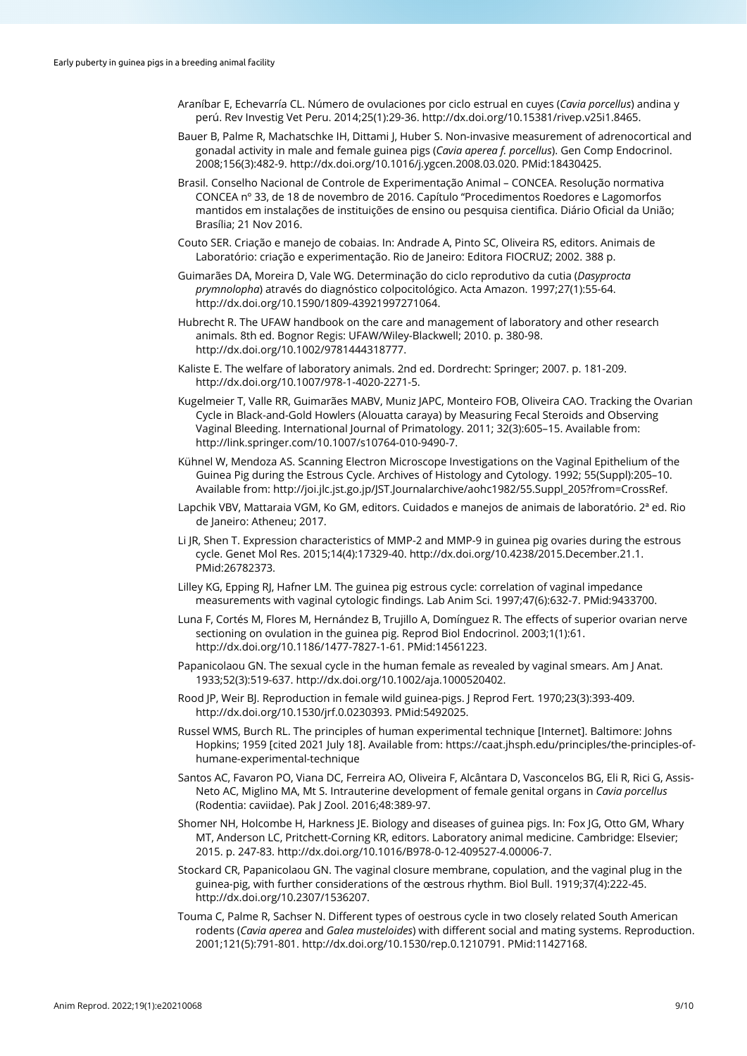Araníbar E, Echevarría CL. Número de ovulaciones por ciclo estrual en cuyes (*Cavia porcellus*) andina y perú. Rev Investig Vet Peru. 2014;25(1):29-36. http://dx.doi.org/10.15381/rivep.v25i1.8465.

Bauer B, Palme R, Machatschke IH, Dittami J, Huber S. Non-invasive measurement of adrenocortical and gonadal activity in male and female guinea pigs (*Cavia aperea f. porcellus*). Gen Comp Endocrinol. 2008;156(3):482-9. http://dx.doi.org/10.1016/j.ygcen.2008.03.020. PMid:18430425.

Brasil. Conselho Nacional de Controle de Experimentação Animal – CONCEA. Resolução normativa CONCEA nº 33, de 18 de novembro de 2016. Capítulo "Procedimentos Roedores e Lagomorfos mantidos em instalações de instituições de ensino ou pesquisa cientifica. Diário Oficial da União; Brasília; 21 Nov 2016.

Couto SER. Criação e manejo de cobaias. In: Andrade A, Pinto SC, Oliveira RS, editors. Animais de Laboratório: criação e experimentação. Rio de Janeiro: Editora FIOCRUZ; 2002. 388 p.

Guimarães DA, Moreira D, Vale WG. Determinação do ciclo reprodutivo da cutia (*Dasyprocta prymnolopha*) através do diagnóstico colpocitológico. Acta Amazon. 1997;27(1):55-64. http://dx.doi.org/10.1590/1809-43921997271064.

Hubrecht R. The UFAW handbook on the care and management of laboratory and other research animals. 8th ed. Bognor Regis: UFAW/Wiley-Blackwell; 2010. p. 380-98. http://dx.doi.org/10.1002/9781444318777.

Kaliste E. The welfare of laboratory animals. 2nd ed. Dordrecht: Springer; 2007. p. 181-209. http://dx.doi.org/10.1007/978-1-4020-2271-5.

Kugelmeier T, Valle RR, Guimarães MABV, Muniz JAPC, Monteiro FOB, Oliveira CAO. Tracking the Ovarian Cycle in Black-and-Gold Howlers (Alouatta caraya) by Measuring Fecal Steroids and Observing Vaginal Bleeding. International Journal of Primatology. 2011; 32(3):605–15. Available from: http://link.springer.com/10.1007/s10764-010-9490-7.

Kühnel W, Mendoza AS. Scanning Electron Microscope Investigations on the Vaginal Epithelium of the Guinea Pig during the Estrous Cycle. Archives of Histology and Cytology. 1992; 55(Suppl):205–10. Available from: http://joi.jlc.jst.go.jp/JST.Journalarchive/aohc1982/55.Suppl_205?from=CrossRef.

Lapchik VBV, Mattaraia VGM, Ko GM, editors. Cuidados e manejos de animais de laboratório. 2ª ed. Rio de Janeiro: Atheneu; 2017.

Li JR, Shen T. Expression characteristics of MMP-2 and MMP-9 in guinea pig ovaries during the estrous cycle. Genet Mol Res. 2015;14(4):17329-40. http://dx.doi.org/10.4238/2015.December.21.1. PMid:26782373.

Lilley KG, Epping RJ, Hafner LM. The guinea pig estrous cycle: correlation of vaginal impedance measurements with vaginal cytologic findings. Lab Anim Sci. 1997;47(6):632-7. PMid:9433700.

Luna F, Cortés M, Flores M, Hernández B, Trujillo A, Domínguez R. The effects of superior ovarian nerve sectioning on ovulation in the guinea pig. Reprod Biol Endocrinol. 2003;1(1):61. http://dx.doi.org/10.1186/1477-7827-1-61. PMid:14561223.

Papanicolaou GN. The sexual cycle in the human female as revealed by vaginal smears. Am J Anat. 1933;52(3):519-637. http://dx.doi.org/10.1002/aja.1000520402.

Rood JP, Weir BJ. Reproduction in female wild guinea-pigs. J Reprod Fert. 1970;23(3):393-409. http://dx.doi.org/10.1530/jrf.0.0230393. PMid:5492025.

Russel WMS, Burch RL. The principles of human experimental technique [Internet]. Baltimore: Johns Hopkins; 1959 [cited 2021 July 18]. Available from: https://caat.jhsph.edu/principles/the-principles-of-humane-experimental-technique

Santos AC, Favaron PO, Viana DC, Ferreira AO, Oliveira F, Alcântara D, Vasconcelos BG, Eli R, Rici G, Assis-Neto AC, Miglino MA, Mt S. Intrauterine development of female genital organs in *Cavia porcellus* (Rodentia: caviidae). Pak J Zool. 2016;48:389-97.

Shomer NH, Holcombe H, Harkness JE. Biology and diseases of guinea pigs. In: Fox JG, Otto GM, Whary MT, Anderson LC, Pritchett-Corning KR, editors. Laboratory animal medicine. Cambridge: Elsevier; 2015. p. 247-83. http://dx.doi.org/10.1016/B978-0-12-409527-4.00006-7.

Stockard CR, Papanicolaou GN. The vaginal closure membrane, copulation, and the vaginal plug in the guinea-pig, with further considerations of the œstrous rhythm. Biol Bull. 1919;37(4):222-45. http://dx.doi.org/10.2307/1536207.

Touma C, Palme R, Sachser N. Different types of oestrous cycle in two closely related South American rodents (*Cavia aperea* and *Galea musteloides*) with different social and mating systems. Reproduction. 2001;121(5):791-801. http://dx.doi.org/10.1530/rep.0.1210791. PMid:11427168.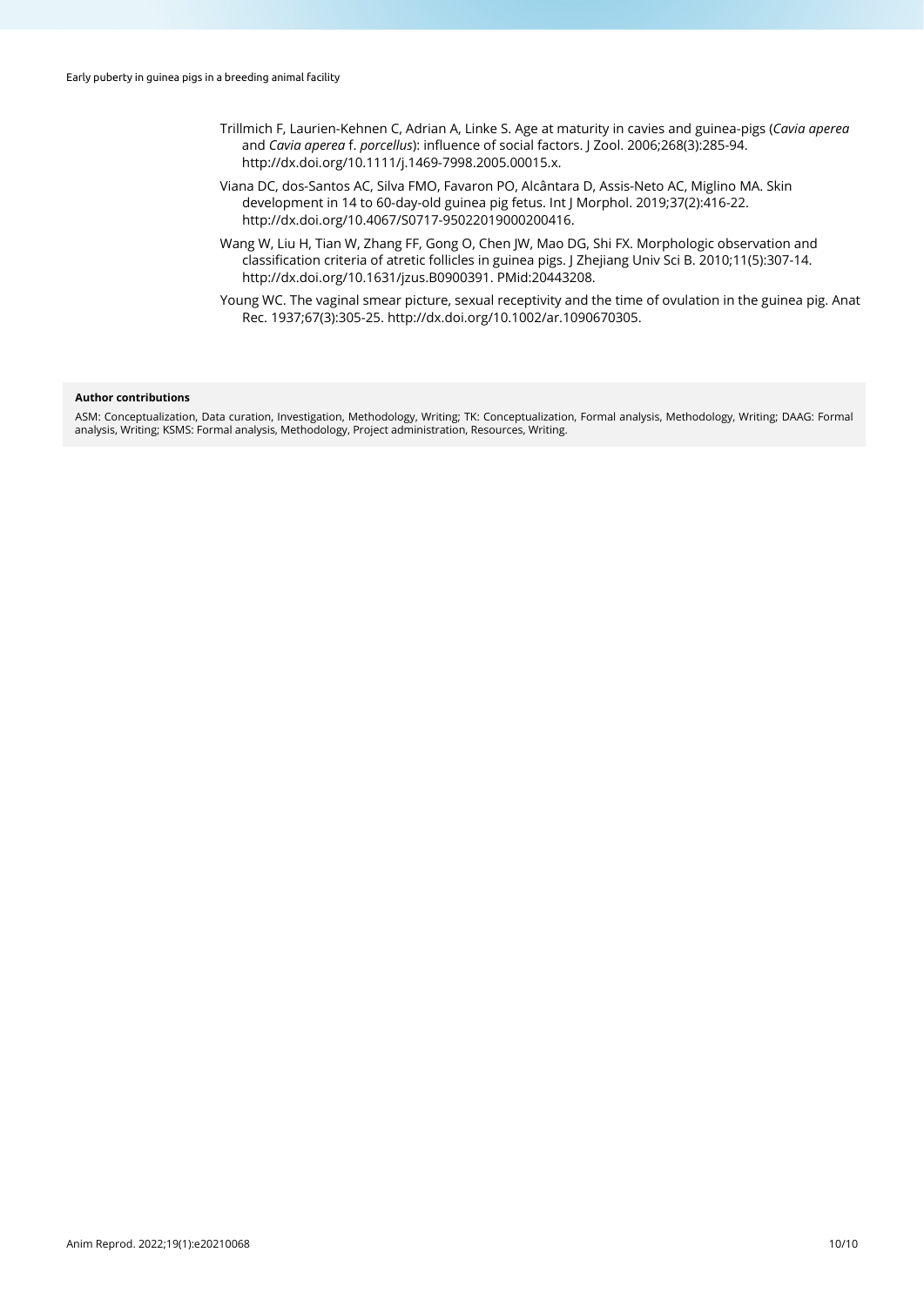Trillmich F, Laurien-Kehnen C, Adrian A, Linke S. Age at maturity in cavies and guinea-pigs (*Cavia aperea* and *Cavia aperea* f. *porcellus*): influence of social factors. J Zool. 2006;268(3):285-94. http://dx.doi.org/10.1111/j.1469-7998.2005.00015.x.

Viana DC, dos-Santos AC, Silva FMO, Favaron PO, Alcântara D, Assis-Neto AC, Miglino MA. Skin development in 14 to 60-day-old guinea pig fetus. Int J Morphol. 2019;37(2):416-22. http://dx.doi.org/10.4067/S0717-95022019000200416.

Wang W, Liu H, Tian W, Zhang FF, Gong O, Chen JW, Mao DG, Shi FX. Morphologic observation and classification criteria of atretic follicles in guinea pigs. J Zhejiang Univ Sci B. 2010;11(5):307-14. http://dx.doi.org/10.1631/jzus.B0900391. PMid:20443208.

Young WC. The vaginal smear picture, sexual receptivity and the time of ovulation in the guinea pig. Anat Rec. 1937;67(3):305-25. http://dx.doi.org/10.1002/ar.1090670305.

**Author contributions**

ASM: Conceptualization, Data curation, Investigation, Methodology, Writing; TK: Conceptualization, Formal analysis, Methodology, Writing; DAAG: Formal analysis, Writing; KSMS: Formal analysis, Methodology, Project administration, Resources, Writing.